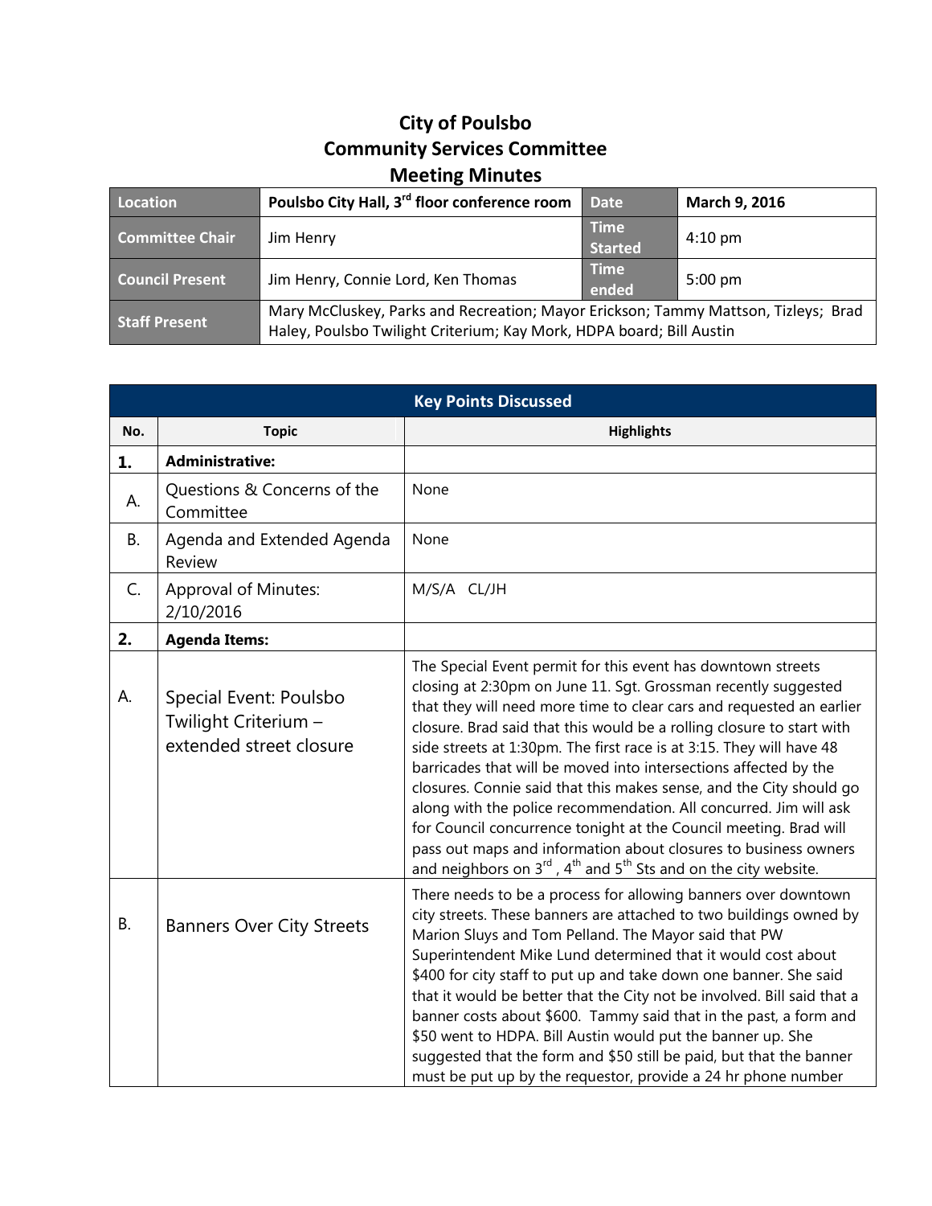# City of Poulsbo
# Community Services Committee
# Meeting Minutes

| Location | Poulsbo City Hall, 3rd floor conference room | Date | March 9, 2016 |
|---|---|---|---|
| Committee Chair | Jim Henry | Time Started | 4:10 pm |
| Council Present | Jim Henry, Connie Lord, Ken Thomas | Time ended | 5:00 pm |
| Staff Present | Mary McCluskey, Parks and Recreation; Mayor Erickson; Tammy Mattson, Tizleys; Brad Haley, Poulsbo Twilight Criterium; Kay Mork, HDPA board; Bill Austin | | |

| Key Points Discussed | | |
|---|---|---|
| **No.** | **Topic** | **Highlights** |
| **1.** | **Administrative:** | |
| A. | Questions & Concerns of the Committee | None |
| B. | Agenda and Extended Agenda Review | None |
| C. | Approval of Minutes: 2/10/2016 | M/S/A CL/JH |
| **2.** | **Agenda Items:** | |
| A. | Special Event: Poulsbo Twilight Criterium – extended street closure | The Special Event permit for this event has downtown streets closing at 2:30pm on June 11. Sgt. Grossman recently suggested that they will need more time to clear cars and requested an earlier closure. Brad said that this would be a rolling closure to start with side streets at 1:30pm. The first race is at 3:15. They will have 48 barricades that will be moved into intersections affected by the closures. Connie said that this makes sense, and the City should go along with the police recommendation. All concurred. Jim will ask for Council concurrence tonight at the Council meeting. Brad will pass out maps and information about closures to business owners and neighbors on 3rd, 4th and 5th Sts and on the city website. |
| B. | Banners Over City Streets | There needs to be a process for allowing banners over downtown city streets. These banners are attached to two buildings owned by Marion Sluys and Tom Pelland. The Mayor said that PW Superintendent Mike Lund determined that it would cost about $400 for city staff to put up and take down one banner. She said that it would be better that the City not be involved. Bill said that a banner costs about $600. Tammy said that in the past, a form and $50 went to HDPA. Bill Austin would put the banner up. She suggested that the form and $50 still be paid, but that the banner must be put up by the requestor, provide a 24 hr phone number |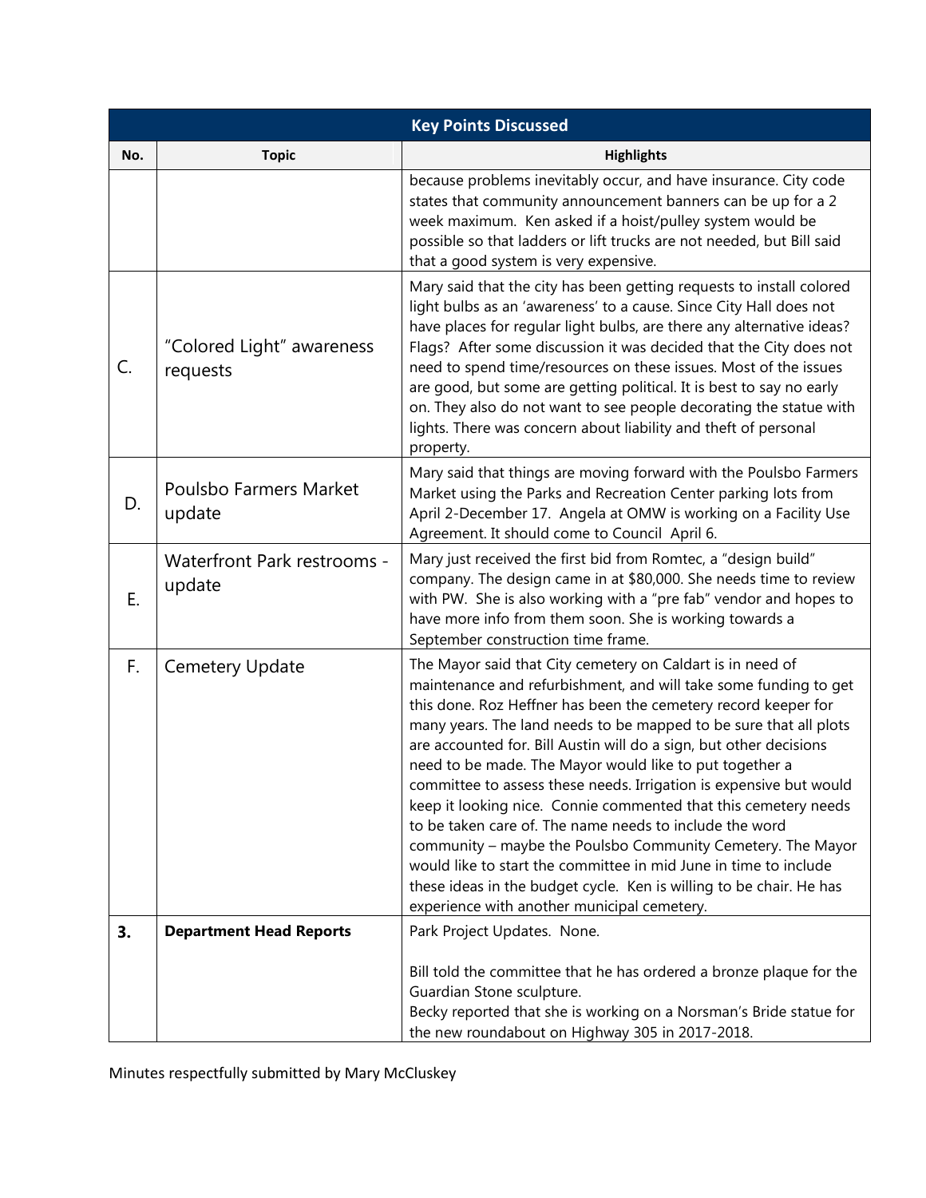| Key Points Discussed | | |
|---|---|---|
| **No.** | **Topic** | **Highlights** |
| | | because problems inevitably occur, and have insurance. City code states that community announcement banners can be up for a 2 week maximum. Ken asked if a hoist/pulley system would be possible so that ladders or lift trucks are not needed, but Bill said that a good system is very expensive. |
| C. | "Colored Light" awareness requests | Mary said that the city has been getting requests to install colored light bulbs as an 'awareness' to a cause. Since City Hall does not have places for regular light bulbs, are there any alternative ideas? Flags? After some discussion it was decided that the City does not need to spend time/resources on these issues. Most of the issues are good, but some are getting political. It is best to say no early on. They also do not want to see people decorating the statue with lights. There was concern about liability and theft of personal property. |
| D. | Poulsbo Farmers Market update | Mary said that things are moving forward with the Poulsbo Farmers Market using the Parks and Recreation Center parking lots from April 2-December 17. Angela at OMW is working on a Facility Use Agreement. It should come to Council April 6. |
| E. | Waterfront Park restrooms - update | Mary just received the first bid from Romtec, a "design build" company. The design came in at $80,000. She needs time to review with PW. She is also working with a "pre fab" vendor and hopes to have more info from them soon. She is working towards a September construction time frame. |
| F. | Cemetery Update | The Mayor said that City cemetery on Caldart is in need of maintenance and refurbishment, and will take some funding to get this done. Roz Heffner has been the cemetery record keeper for many years. The land needs to be mapped to be sure that all plots are accounted for. Bill Austin will do a sign, but other decisions need to be made. The Mayor would like to put together a committee to assess these needs. Irrigation is expensive but would keep it looking nice. Connie commented that this cemetery needs to be taken care of. The name needs to include the word community – maybe the Poulsbo Community Cemetery. The Mayor would like to start the committee in mid June in time to include these ideas in the budget cycle. Ken is willing to be chair. He has experience with another municipal cemetery. |
| **3.** | **Department Head Reports** | Park Project Updates. None.<br><br>Bill told the committee that he has ordered a bronze plaque for the Guardian Stone sculpture.<br>Becky reported that she is working on a Norsman's Bride statue for the new roundabout on Highway 305 in 2017-2018. |

Minutes respectfully submitted by Mary McCluskey